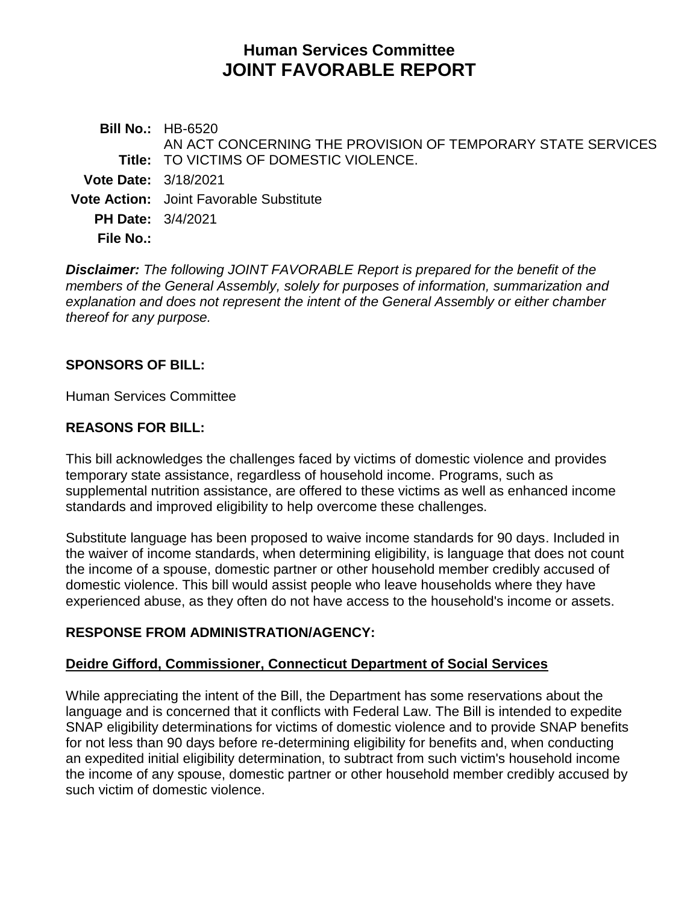# Human Services Committee
# JOINT FAVORABLE REPORT

**Bill No.:** HB-6520

**Title:** AN ACT CONCERNING THE PROVISION OF TEMPORARY STATE SERVICES TO VICTIMS OF DOMESTIC VIOLENCE.

**Vote Date:** 3/18/2021

**Vote Action:** Joint Favorable Substitute

**PH Date:** 3/4/2021

**File No.:**

***Disclaimer:*** *The following JOINT FAVORABLE Report is prepared for the benefit of the members of the General Assembly, solely for purposes of information, summarization and explanation and does not represent the intent of the General Assembly or either chamber thereof for any purpose.*

## SPONSORS OF BILL:

Human Services Committee

## REASONS FOR BILL:

This bill acknowledges the challenges faced by victims of domestic violence and provides temporary state assistance, regardless of household income. Programs, such as supplemental nutrition assistance, are offered to these victims as well as enhanced income standards and improved eligibility to help overcome these challenges.

Substitute language has been proposed to waive income standards for 90 days. Included in the waiver of income standards, when determining eligibility, is language that does not count the income of a spouse, domestic partner or other household member credibly accused of domestic violence. This bill would assist people who leave households where they have experienced abuse, as they often do not have access to the household's income or assets.

## RESPONSE FROM ADMINISTRATION/AGENCY:

**Deidre Gifford, Commissioner, Connecticut Department of Social Services**

While appreciating the intent of the Bill, the Department has some reservations about the language and is concerned that it conflicts with Federal Law. The Bill is intended to expedite SNAP eligibility determinations for victims of domestic violence and to provide SNAP benefits for not less than 90 days before re-determining eligibility for benefits and, when conducting an expedited initial eligibility determination, to subtract from such victim's household income the income of any spouse, domestic partner or other household member credibly accused by such victim of domestic violence.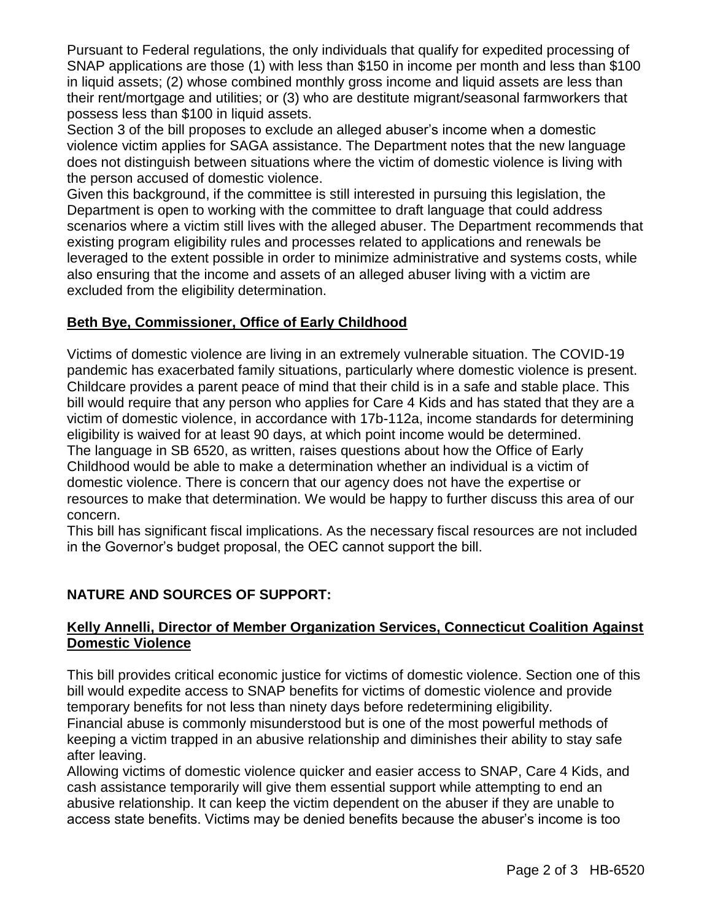Pursuant to Federal regulations, the only individuals that qualify for expedited processing of SNAP applications are those (1) with less than \$150 in income per month and less than \$100 in liquid assets; (2) whose combined monthly gross income and liquid assets are less than their rent/mortgage and utilities; or (3) who are destitute migrant/seasonal farmworkers that possess less than \$100 in liquid assets.

Section 3 of the bill proposes to exclude an alleged abuser's income when a domestic violence victim applies for SAGA assistance. The Department notes that the new language does not distinguish between situations where the victim of domestic violence is living with the person accused of domestic violence.

Given this background, if the committee is still interested in pursuing this legislation, the Department is open to working with the committee to draft language that could address scenarios where a victim still lives with the alleged abuser. The Department recommends that existing program eligibility rules and processes related to applications and renewals be leveraged to the extent possible in order to minimize administrative and systems costs, while also ensuring that the income and assets of an alleged abuser living with a victim are excluded from the eligibility determination.

**Beth Bye, Commissioner, Office of Early Childhood**

Victims of domestic violence are living in an extremely vulnerable situation. The COVID-19 pandemic has exacerbated family situations, particularly where domestic violence is present. Childcare provides a parent peace of mind that their child is in a safe and stable place. This bill would require that any person who applies for Care 4 Kids and has stated that they are a victim of domestic violence, in accordance with 17b-112a, income standards for determining eligibility is waived for at least 90 days, at which point income would be determined.

The language in SB 6520, as written, raises questions about how the Office of Early Childhood would be able to make a determination whether an individual is a victim of domestic violence. There is concern that our agency does not have the expertise or resources to make that determination. We would be happy to further discuss this area of our concern.

This bill has significant fiscal implications. As the necessary fiscal resources are not included in the Governor's budget proposal, the OEC cannot support the bill.

## NATURE AND SOURCES OF SUPPORT:

**Kelly Annelli, Director of Member Organization Services, Connecticut Coalition Against Domestic Violence**

This bill provides critical economic justice for victims of domestic violence. Section one of this bill would expedite access to SNAP benefits for victims of domestic violence and provide temporary benefits for not less than ninety days before redetermining eligibility.

Financial abuse is commonly misunderstood but is one of the most powerful methods of keeping a victim trapped in an abusive relationship and diminishes their ability to stay safe after leaving.

Allowing victims of domestic violence quicker and easier access to SNAP, Care 4 Kids, and cash assistance temporarily will give them essential support while attempting to end an abusive relationship. It can keep the victim dependent on the abuser if they are unable to access state benefits. Victims may be denied benefits because the abuser's income is too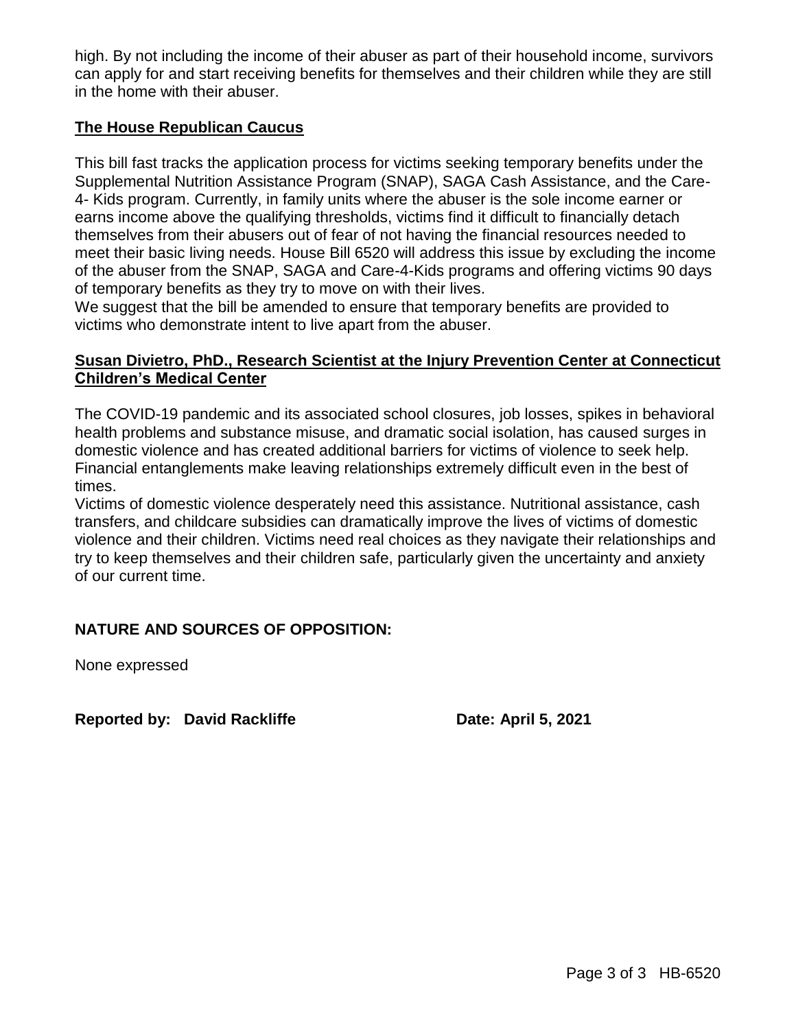high. By not including the income of their abuser as part of their household income, survivors can apply for and start receiving benefits for themselves and their children while they are still in the home with their abuser.

**The House Republican Caucus**

This bill fast tracks the application process for victims seeking temporary benefits under the Supplemental Nutrition Assistance Program (SNAP), SAGA Cash Assistance, and the Care-4- Kids program. Currently, in family units where the abuser is the sole income earner or earns income above the qualifying thresholds, victims find it difficult to financially detach themselves from their abusers out of fear of not having the financial resources needed to meet their basic living needs. House Bill 6520 will address this issue by excluding the income of the abuser from the SNAP, SAGA and Care-4-Kids programs and offering victims 90 days of temporary benefits as they try to move on with their lives.
We suggest that the bill be amended to ensure that temporary benefits are provided to victims who demonstrate intent to live apart from the abuser.

**Susan Divietro, PhD., Research Scientist at the Injury Prevention Center at Connecticut Children's Medical Center**

The COVID-19 pandemic and its associated school closures, job losses, spikes in behavioral health problems and substance misuse, and dramatic social isolation, has caused surges in domestic violence and has created additional barriers for victims of violence to seek help. Financial entanglements make leaving relationships extremely difficult even in the best of times.
Victims of domestic violence desperately need this assistance. Nutritional assistance, cash transfers, and childcare subsidies can dramatically improve the lives of victims of domestic violence and their children. Victims need real choices as they navigate their relationships and try to keep themselves and their children safe, particularly given the uncertainty and anxiety of our current time.

## NATURE AND SOURCES OF OPPOSITION:

None expressed

**Reported by: David Rackliffe** **Date: April 5, 2021**